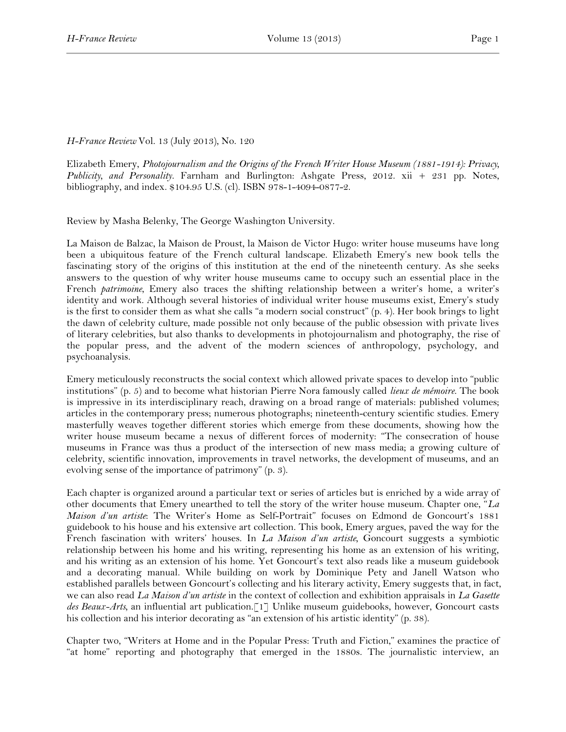*H-France Review* Vol. 13 (July 2013), No. 120

Elizabeth Emery, *Photojournalism and the Origins of the French Writer House Museum (1881-1914): Privacy, Publicity, and Personality*. Farnham and Burlington: Ashgate Press, 2012. xii + 231 pp. Notes, bibliography, and index. $104.95 U.S. (cl). ISBN 978-1-4094-0877-2.

Review by Masha Belenky, The George Washington University.

La Maison de Balzac, la Maison de Proust, la Maison de Victor Hugo: writer house museums have long been a ubiquitous feature of the French cultural landscape. Elizabeth Emery's new book tells the fascinating story of the origins of this institution at the end of the nineteenth century. As she seeks answers to the question of why writer house museums came to occupy such an essential place in the French *patrimoine*, Emery also traces the shifting relationship between a writer's home, a writer's identity and work. Although several histories of individual writer house museums exist, Emery's study is the first to consider them as what she calls "a modern social construct" (p. 4). Her book brings to light the dawn of celebrity culture, made possible not only because of the public obsession with private lives of literary celebrities, but also thanks to developments in photojournalism and photography, the rise of the popular press, and the advent of the modern sciences of anthropology, psychology, and psychoanalysis.

Emery meticulously reconstructs the social context which allowed private spaces to develop into "public institutions" (p. 5) and to become what historian Pierre Nora famously called *lieux de mémoire*. The book is impressive in its interdisciplinary reach, drawing on a broad range of materials: published volumes; articles in the contemporary press; numerous photographs; nineteenth-century scientific studies. Emery masterfully weaves together different stories which emerge from these documents, showing how the writer house museum became a nexus of different forces of modernity: "The consecration of house museums in France was thus a product of the intersection of new mass media; a growing culture of celebrity, scientific innovation, improvements in travel networks, the development of museums, and an evolving sense of the importance of patrimony" (p. 3).

Each chapter is organized around a particular text or series of articles but is enriched by a wide array of other documents that Emery unearthed to tell the story of the writer house museum. Chapter one, "*La Maison d'un artiste*: The Writer's Home as Self-Portrait" focuses on Edmond de Goncourt's 1881 guidebook to his house and his extensive art collection. This book, Emery argues, paved the way for the French fascination with writers' houses. In *La Maison d'un artiste*, Goncourt suggests a symbiotic relationship between his home and his writing, representing his home as an extension of his writing, and his writing as an extension of his home. Yet Goncourt's text also reads like a museum guidebook and a decorating manual. While building on work by Dominique Pety and Janell Watson who established parallels between Goncourt's collecting and his literary activity, Emery suggests that, in fact, we can also read *La Maison d'un artiste* in the context of collection and exhibition appraisals in *La Gasette des Beaux-Arts*, an influential art publication.[1] Unlike museum guidebooks, however, Goncourt casts his collection and his interior decorating as "an extension of his artistic identity" (p. 38).

Chapter two, "Writers at Home and in the Popular Press: Truth and Fiction," examines the practice of "at home" reporting and photography that emerged in the 1880s. The journalistic interview, an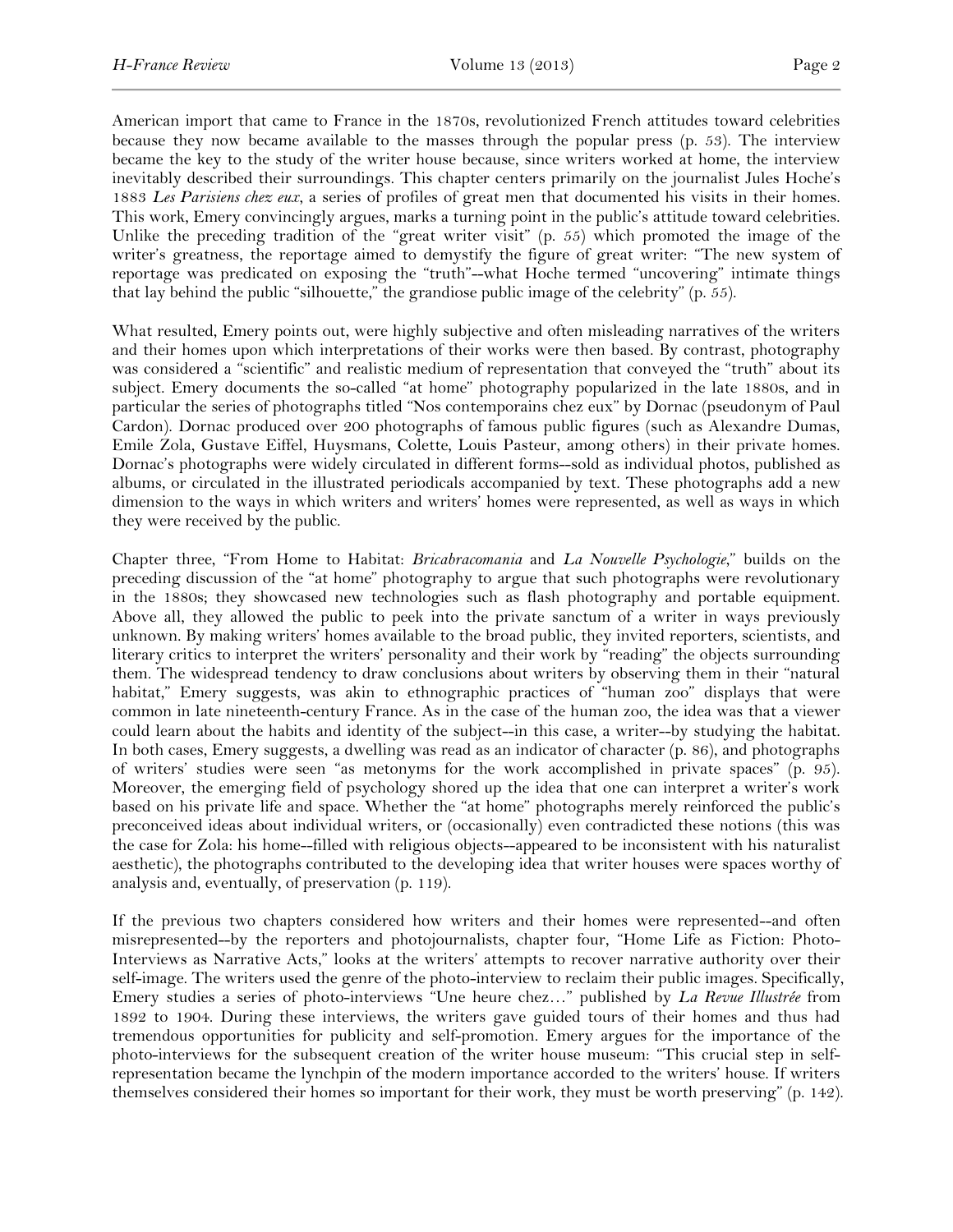American import that came to France in the 1870s, revolutionized French attitudes toward celebrities because they now became available to the masses through the popular press (p. 53). The interview became the key to the study of the writer house because, since writers worked at home, the interview inevitably described their surroundings. This chapter centers primarily on the journalist Jules Hoche's 1883 *Les Parisiens chez eux*, a series of profiles of great men that documented his visits in their homes. This work, Emery convincingly argues, marks a turning point in the public's attitude toward celebrities. Unlike the preceding tradition of the "great writer visit" (p. 55) which promoted the image of the writer's greatness, the reportage aimed to demystify the figure of great writer: "The new system of reportage was predicated on exposing the "truth"--what Hoche termed "uncovering" intimate things that lay behind the public "silhouette," the grandiose public image of the celebrity" (p. 55).

What resulted, Emery points out, were highly subjective and often misleading narratives of the writers and their homes upon which interpretations of their works were then based. By contrast, photography was considered a "scientific" and realistic medium of representation that conveyed the "truth" about its subject. Emery documents the so-called "at home" photography popularized in the late 1880s, and in particular the series of photographs titled "Nos contemporains chez eux" by Dornac (pseudonym of Paul Cardon). Dornac produced over 200 photographs of famous public figures (such as Alexandre Dumas, Emile Zola, Gustave Eiffel, Huysmans, Colette, Louis Pasteur, among others) in their private homes. Dornac's photographs were widely circulated in different forms--sold as individual photos, published as albums, or circulated in the illustrated periodicals accompanied by text. These photographs add a new dimension to the ways in which writers and writers' homes were represented, as well as ways in which they were received by the public.

Chapter three, "From Home to Habitat: *Bricabracomania* and *La Nouvelle Psychologie*," builds on the preceding discussion of the "at home" photography to argue that such photographs were revolutionary in the 1880s; they showcased new technologies such as flash photography and portable equipment. Above all, they allowed the public to peek into the private sanctum of a writer in ways previously unknown. By making writers' homes available to the broad public, they invited reporters, scientists, and literary critics to interpret the writers' personality and their work by "reading" the objects surrounding them. The widespread tendency to draw conclusions about writers by observing them in their "natural habitat," Emery suggests, was akin to ethnographic practices of "human zoo" displays that were common in late nineteenth-century France. As in the case of the human zoo, the idea was that a viewer could learn about the habits and identity of the subject--in this case, a writer--by studying the habitat. In both cases, Emery suggests, a dwelling was read as an indicator of character (p. 86), and photographs of writers' studies were seen "as metonyms for the work accomplished in private spaces" (p. 95). Moreover, the emerging field of psychology shored up the idea that one can interpret a writer's work based on his private life and space. Whether the "at home" photographs merely reinforced the public's preconceived ideas about individual writers, or (occasionally) even contradicted these notions (this was the case for Zola: his home--filled with religious objects--appeared to be inconsistent with his naturalist aesthetic), the photographs contributed to the developing idea that writer houses were spaces worthy of analysis and, eventually, of preservation (p. 119).

If the previous two chapters considered how writers and their homes were represented--and often misrepresented--by the reporters and photojournalists, chapter four, "Home Life as Fiction: Photo-Interviews as Narrative Acts," looks at the writers' attempts to recover narrative authority over their self-image. The writers used the genre of the photo-interview to reclaim their public images. Specifically, Emery studies a series of photo-interviews "Une heure chez…" published by *La Revue Illustrée* from 1892 to 1904. During these interviews, the writers gave guided tours of their homes and thus had tremendous opportunities for publicity and self-promotion. Emery argues for the importance of the photo-interviews for the subsequent creation of the writer house museum: "This crucial step in self-representation became the lynchpin of the modern importance accorded to the writers' house. If writers themselves considered their homes so important for their work, they must be worth preserving" (p. 142).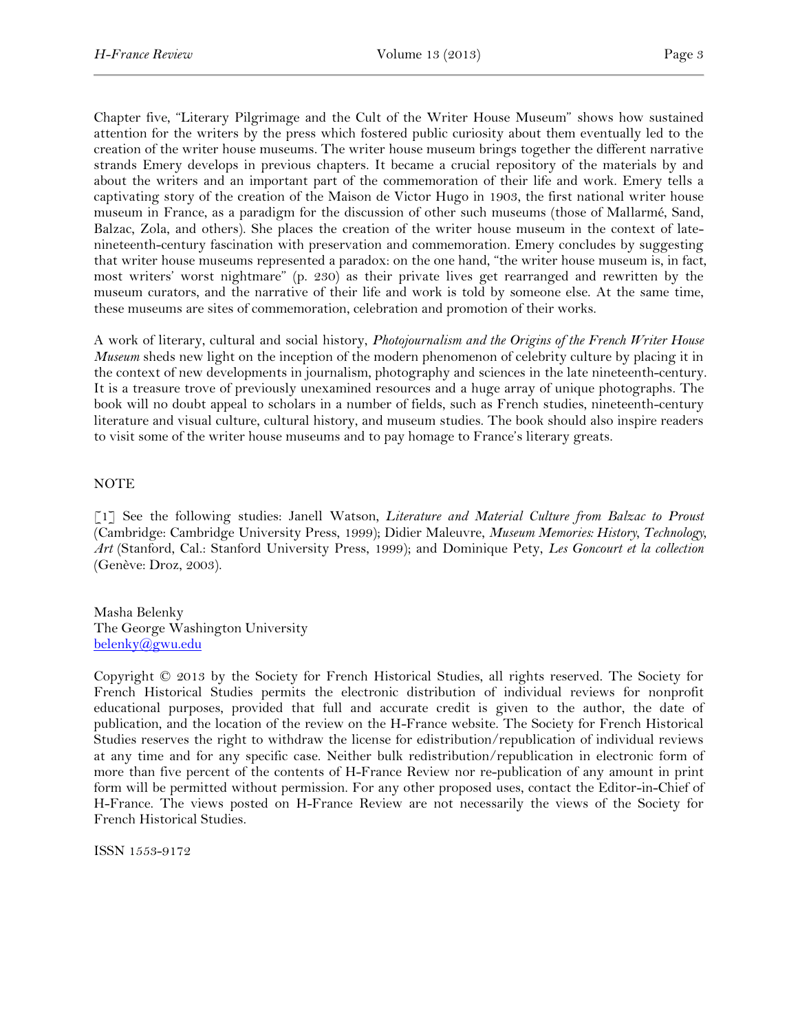Chapter five, "Literary Pilgrimage and the Cult of the Writer House Museum" shows how sustained attention for the writers by the press which fostered public curiosity about them eventually led to the creation of the writer house museums. The writer house museum brings together the different narrative strands Emery develops in previous chapters. It became a crucial repository of the materials by and about the writers and an important part of the commemoration of their life and work. Emery tells a captivating story of the creation of the Maison de Victor Hugo in 1903, the first national writer house museum in France, as a paradigm for the discussion of other such museums (those of Mallarmé, Sand, Balzac, Zola, and others). She places the creation of the writer house museum in the context of late-nineteenth-century fascination with preservation and commemoration. Emery concludes by suggesting that writer house museums represented a paradox: on the one hand, "the writer house museum is, in fact, most writers' worst nightmare" (p. 230) as their private lives get rearranged and rewritten by the museum curators, and the narrative of their life and work is told by someone else. At the same time, these museums are sites of commemoration, celebration and promotion of their works.

A work of literary, cultural and social history, *Photojournalism and the Origins of the French Writer House Museum* sheds new light on the inception of the modern phenomenon of celebrity culture by placing it in the context of new developments in journalism, photography and sciences in the late nineteenth-century. It is a treasure trove of previously unexamined resources and a huge array of unique photographs. The book will no doubt appeal to scholars in a number of fields, such as French studies, nineteenth-century literature and visual culture, cultural history, and museum studies. The book should also inspire readers to visit some of the writer house museums and to pay homage to France's literary greats.

NOTE

[1] See the following studies: Janell Watson, *Literature and Material Culture from Balzac to Proust* (Cambridge: Cambridge University Press, 1999); Didier Maleuvre, *Museum Memories: History, Technology, Art* (Stanford, Cal.: Stanford University Press, 1999); and Dominique Pety, *Les Goncourt et la collection* (Genève: Droz, 2003).

Masha Belenky
The George Washington University
belenky@gwu.edu

Copyright © 2013 by the Society for French Historical Studies, all rights reserved. The Society for French Historical Studies permits the electronic distribution of individual reviews for nonprofit educational purposes, provided that full and accurate credit is given to the author, the date of publication, and the location of the review on the H-France website. The Society for French Historical Studies reserves the right to withdraw the license for edistribution/republication of individual reviews at any time and for any specific case. Neither bulk redistribution/republication in electronic form of more than five percent of the contents of H-France Review nor re-publication of any amount in print form will be permitted without permission. For any other proposed uses, contact the Editor-in-Chief of H-France. The views posted on H-France Review are not necessarily the views of the Society for French Historical Studies.

ISSN 1553-9172